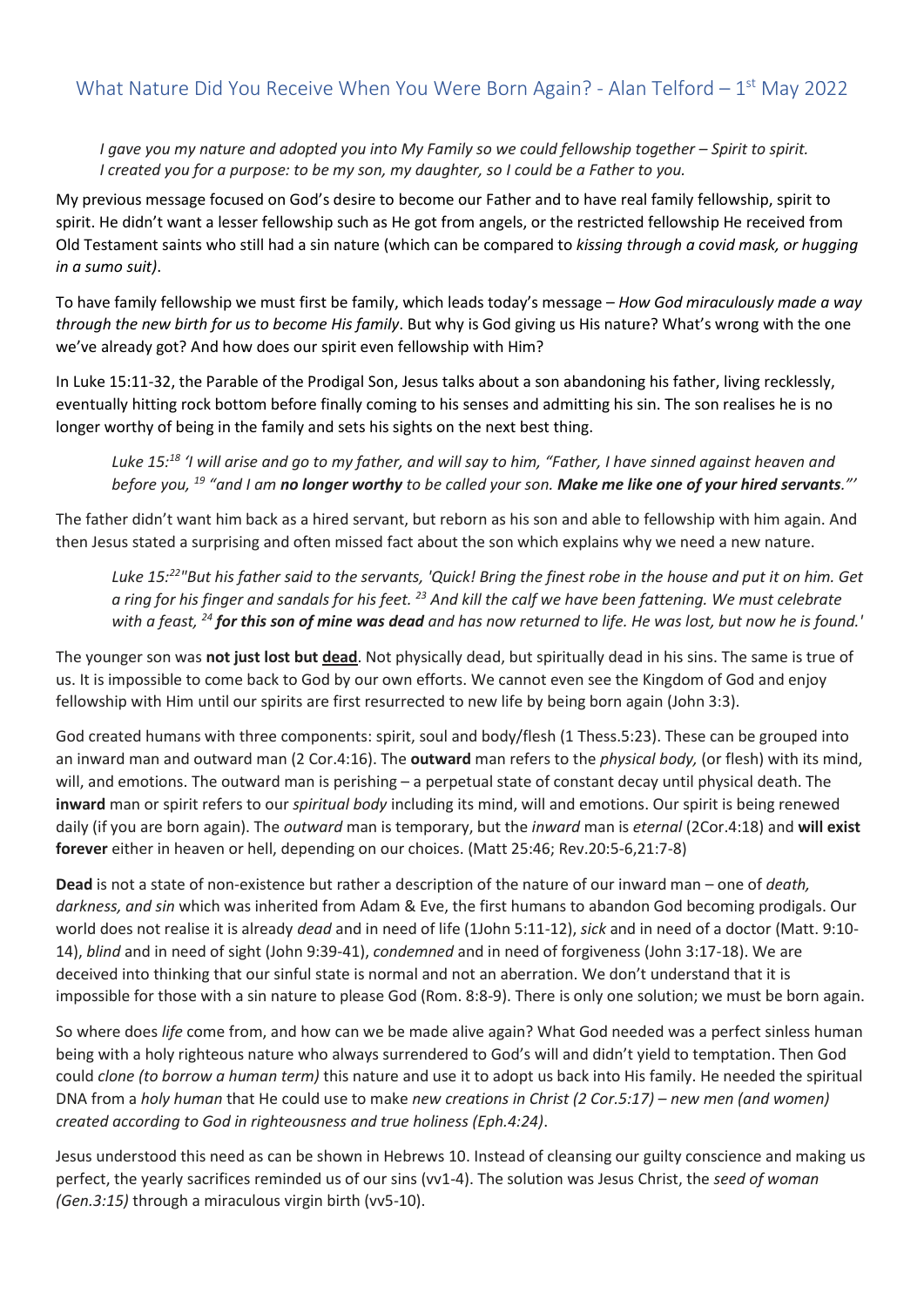# What Nature Did You Receive When You Were Born Again? - Alan Telford – 1st May 2022

> *I gave you my nature and adopted you into My Family so we could fellowship together – Spirit to spirit. I created you for a purpose: to be my son, my daughter, so I could be a Father to you.*

My previous message focused on God's desire to become our Father and to have real family fellowship, spirit to spirit. He didn't want a lesser fellowship such as He got from angels, or the restricted fellowship He received from Old Testament saints who still had a sin nature (which can be compared to *kissing through a covid mask, or hugging in a sumo suit)*.

To have family fellowship we must first be family, which leads today's message – *How God miraculously made a way through the new birth for us to become His family*. But why is God giving us His nature? What's wrong with the one we've already got? And how does our spirit even fellowship with Him?

In Luke 15:11-32, the Parable of the Prodigal Son, Jesus talks about a son abandoning his father, living recklessly, eventually hitting rock bottom before finally coming to his senses and admitting his sin. The son realises he is no longer worthy of being in the family and sets his sights on the next best thing.

> *Luke 15:[18] 'I will arise and go to my father, and will say to him, "Father, I have sinned against heaven and before you, [19] "and I am **no longer worthy** to be called your son. **Make me like one of your hired servants**."'*

The father didn't want him back as a hired servant, but reborn as his son and able to fellowship with him again. And then Jesus stated a surprising and often missed fact about the son which explains why we need a new nature.

> *Luke 15:[22]"But his father said to the servants, 'Quick! Bring the finest robe in the house and put it on him. Get a ring for his finger and sandals for his feet. [23] And kill the calf we have been fattening. We must celebrate with a feast, [24] **for this son of mine was dead** and has now returned to life. He was lost, but now he is found.'*

The younger son was **not just lost but <u>dead</u>**. Not physically dead, but spiritually dead in his sins. The same is true of us. It is impossible to come back to God by our own efforts. We cannot even see the Kingdom of God and enjoy fellowship with Him until our spirits are first resurrected to new life by being born again (John 3:3).

God created humans with three components: spirit, soul and body/flesh (1 Thess.5:23). These can be grouped into an inward man and outward man (2 Cor.4:16). The **outward** man refers to the *physical body,* (or flesh) with its mind, will, and emotions. The outward man is perishing – a perpetual state of constant decay until physical death. The **inward** man or spirit refers to our *spiritual body* including its mind, will and emotions. Our spirit is being renewed daily (if you are born again). The *outward* man is temporary, but the *inward* man is *eternal* (2Cor.4:18) and **will exist forever** either in heaven or hell, depending on our choices. (Matt 25:46; Rev.20:5-6,21:7-8)

**Dead** is not a state of non-existence but rather a description of the nature of our inward man – one of *death, darkness, and sin* which was inherited from Adam & Eve, the first humans to abandon God becoming prodigals. Our world does not realise it is already *dead* and in need of life (1John 5:11-12), *sick* and in need of a doctor (Matt. 9:10-14), *blind* and in need of sight (John 9:39-41), *condemned* and in need of forgiveness (John 3:17-18). We are deceived into thinking that our sinful state is normal and not an aberration. We don't understand that it is impossible for those with a sin nature to please God (Rom. 8:8-9). There is only one solution; we must be born again.

So where does *life* come from, and how can we be made alive again? What God needed was a perfect sinless human being with a holy righteous nature who always surrendered to God's will and didn't yield to temptation. Then God could *clone (to borrow a human term)* this nature and use it to adopt us back into His family. He needed the spiritual DNA from a *holy human* that He could use to make *new creations in Christ (2 Cor.5:17) – new men (and women) created according to God in righteousness and true holiness (Eph.4:24)*.

Jesus understood this need as can be shown in Hebrews 10. Instead of cleansing our guilty conscience and making us perfect, the yearly sacrifices reminded us of our sins (vv1-4). The solution was Jesus Christ, the *seed of woman (Gen.3:15)* through a miraculous virgin birth (vv5-10).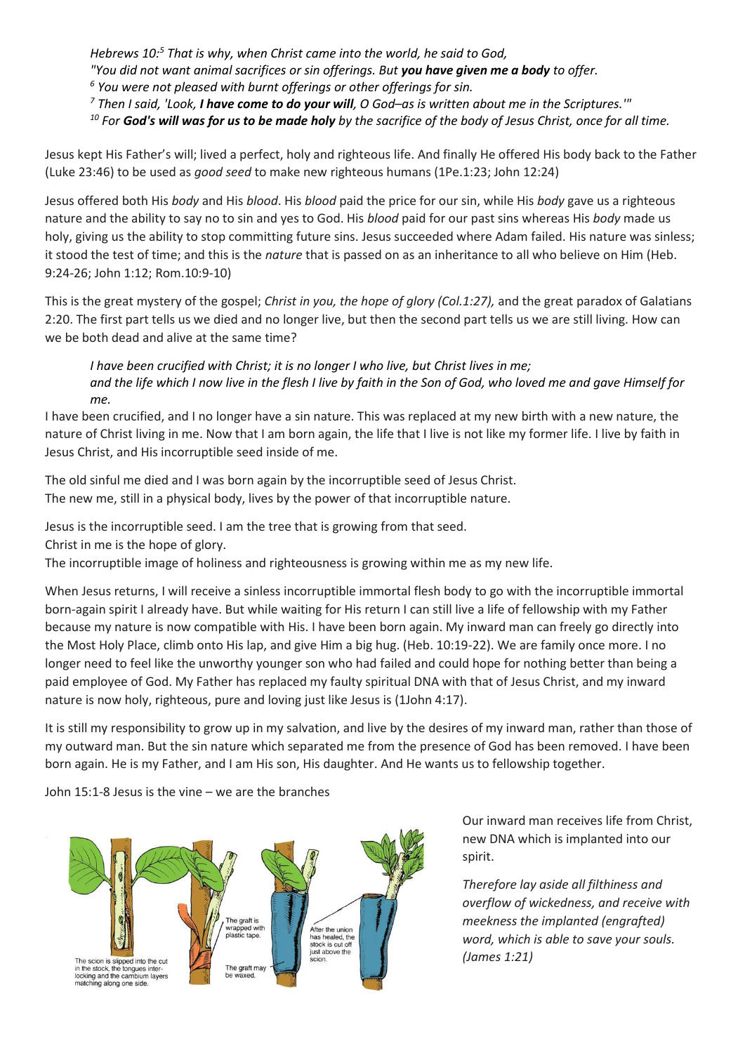*Hebrews 10:[5] That is why, when Christ came into the world, he said to God,*
*"You did not want animal sacrifices or sin offerings. But **you have given me a body** to offer.*
*[6] You were not pleased with burnt offerings or other offerings for sin.*
*[7] Then I said, 'Look, **I have come to do your will**, O God–as is written about me in the Scriptures.'"*
*[10] For **God's will was for us to be made holy** by the sacrifice of the body of Jesus Christ, once for all time.*

Jesus kept His Father's will; lived a perfect, holy and righteous life. And finally He offered His body back to the Father (Luke 23:46) to be used as *good seed* to make new righteous humans (1Pe.1:23; John 12:24)

Jesus offered both His *body* and His *blood*. His *blood* paid the price for our sin, while His *body* gave us a righteous nature and the ability to say no to sin and yes to God. His *blood* paid for our past sins whereas His *body* made us holy, giving us the ability to stop committing future sins. Jesus succeeded where Adam failed. His nature was sinless; it stood the test of time; and this is the *nature* that is passed on as an inheritance to all who believe on Him (Heb. 9:24-26; John 1:12; Rom.10:9-10)

This is the great mystery of the gospel; *Christ in you, the hope of glory (Col.1:27),* and the great paradox of Galatians 2:20. The first part tells us we died and no longer live, but then the second part tells us we are still living. How can we be both dead and alive at the same time?

> *I have been crucified with Christ; it is no longer I who live, but Christ lives in me;*
> *and the life which I now live in the flesh I live by faith in the Son of God, who loved me and gave Himself for me.*

I have been crucified, and I no longer have a sin nature. This was replaced at my new birth with a new nature, the nature of Christ living in me. Now that I am born again, the life that I live is not like my former life. I live by faith in Jesus Christ, and His incorruptible seed inside of me.

The old sinful me died and I was born again by the incorruptible seed of Jesus Christ.
The new me, still in a physical body, lives by the power of that incorruptible nature.

Jesus is the incorruptible seed. I am the tree that is growing from that seed.
Christ in me is the hope of glory.
The incorruptible image of holiness and righteousness is growing within me as my new life.

When Jesus returns, I will receive a sinless incorruptible immortal flesh body to go with the incorruptible immortal born-again spirit I already have. But while waiting for His return I can still live a life of fellowship with my Father because my nature is now compatible with His. I have been born again. My inward man can freely go directly into the Most Holy Place, climb onto His lap, and give Him a big hug. (Heb. 10:19-22). We are family once more. I no longer need to feel like the unworthy younger son who had failed and could hope for nothing better than being a paid employee of God. My Father has replaced my faulty spiritual DNA with that of Jesus Christ, and my inward nature is now holy, righteous, pure and loving just like Jesus is (1John 4:17).

It is still my responsibility to grow up in my salvation, and live by the desires of my inward man, rather than those of my outward man. But the sin nature which separated me from the presence of God has been removed. I have been born again. He is my Father, and I am His son, His daughter. And He wants us to fellowship together.

John 15:1-8 Jesus is the vine – we are the branches

The scion is slipped into the cut in the stock, the tongues interlocking and the cambium layers matching along one side.
The graft is wrapped with plastic tape.
The graft may be waxed.
After the union has healed, the stock is cut off just above the scion.

Our inward man receives life from Christ, new DNA which is implanted into our spirit.

*Therefore lay aside all filthiness and overflow of wickedness, and receive with meekness the implanted (engrafted) word, which is able to save your souls. (James 1:21)*